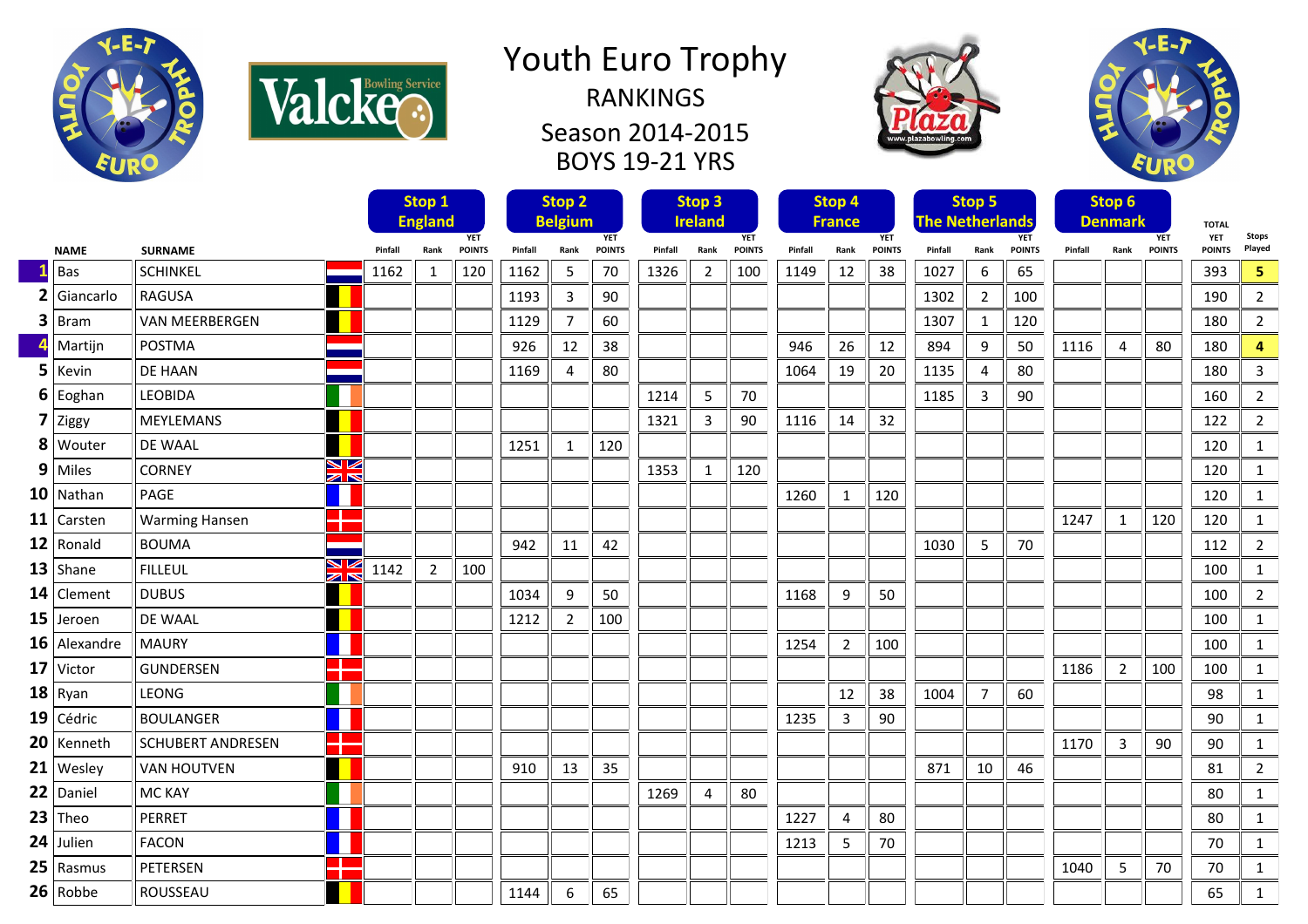# Youth Euro Trophy

## RANKINGS

## Season 2014-2015

## BOYS 19-21 YRS

| | NAME | SURNAME | Stop 1 England Pinfall | Rank | YET POINTS | Stop 2 Belgium Pinfall | Rank | YET POINTS | Stop 3 Ireland Pinfall | Rank | YET POINTS | Stop 4 France Pinfall | Rank | YET POINTS | Stop 5 The Netherlands Pinfall | Rank | YET POINTS | Stop 6 Denmark Pinfall | Rank | YET POINTS | TOTAL YET POINTS | Stops Played |
|---|---|---|---|---|---|---|---|---|---|---|---|---|---|---|---|---|---|---|---|---|---|---|
| 1 | Bas | SCHINKEL | 1162 | 1 | 120 | 1162 | 5 | 70 | 1326 | 2 | 100 | 1149 | 12 | 38 | 1027 | 6 | 65 | | | | 393 | 5 |
| 2 | Giancarlo | RAGUSA | | | | 1193 | 3 | 90 | | | | | | | 1302 | 2 | 100 | | | | 190 | 2 |
| 3 | Bram | VAN MEERBERGEN | | | | 1129 | 7 | 60 | | | | | | | 1307 | 1 | 120 | | | | 180 | 2 |
| 4 | Martijn | POSTMA | | | | 926 | 12 | 38 | | | | 946 | 26 | 12 | 894 | 9 | 50 | 1116 | 4 | 80 | 180 | 4 |
| 5 | Kevin | DE HAAN | | | | 1169 | 4 | 80 | | | | 1064 | 19 | 20 | 1135 | 4 | 80 | | | | 180 | 3 |
| 6 | Eoghan | LEOBIDA | | | | | | | 1214 | 5 | 70 | | | | 1185 | 3 | 90 | | | | 160 | 2 |
| 7 | Ziggy | MEYLEMANS | | | | | | | 1321 | 3 | 90 | 1116 | 14 | 32 | | | | | | | 122 | 2 |
| 8 | Wouter | DE WAAL | | | | 1251 | 1 | 120 | | | | | | | | | | | | | 120 | 1 |
| 9 | Miles | CORNEY | | | | | | | 1353 | 1 | 120 | | | | | | | | | | 120 | 1 |
| 10 | Nathan | PAGE | | | | | | | | | | 1260 | 1 | 120 | | | | | | | 120 | 1 |
| 11 | Carsten | Warming Hansen | | | | | | | | | | | | | | | | 1247 | 1 | 120 | 120 | 1 |
| 12 | Ronald | BOUMA | | | | 942 | 11 | 42 | | | | | | | 1030 | 5 | 70 | | | | 112 | 2 |
| 13 | Shane | FILLEUL | 1142 | 2 | 100 | | | | | | | | | | | | | | | | 100 | 1 |
| 14 | Clement | DUBUS | | | | 1034 | 9 | 50 | | | | 1168 | 9 | 50 | | | | | | | 100 | 2 |
| 15 | Jeroen | DE WAAL | | | | 1212 | 2 | 100 | | | | | | | | | | | | | 100 | 1 |
| 16 | Alexandre | MAURY | | | | | | | | | | 1254 | 2 | 100 | | | | | | | 100 | 1 |
| 17 | Victor | GUNDERSEN | | | | | | | | | | | | | | | | 1186 | 2 | 100 | 100 | 1 |
| 18 | Ryan | LEONG | | | | | | | | | | | 12 | 38 | 1004 | 7 | 60 | | | | 98 | 1 |
| 19 | Cédric | BOULANGER | | | | | | | | | | 1235 | 3 | 90 | | | | | | | 90 | 1 |
| 20 | Kenneth | SCHUBERT ANDRESEN | | | | | | | | | | | | | | | | 1170 | 3 | 90 | 90 | 1 |
| 21 | Wesley | VAN HOUTVEN | | | | 910 | 13 | 35 | | | | | | | 871 | 10 | 46 | | | | 81 | 2 |
| 22 | Daniel | MC KAY | | | | | | | 1269 | 4 | 80 | | | | | | | | | | 80 | 1 |
| 23 | Theo | PERRET | | | | | | | | | | 1227 | 4 | 80 | | | | | | | 80 | 1 |
| 24 | Julien | FACON | | | | | | | | | | 1213 | 5 | 70 | | | | | | | 70 | 1 |
| 25 | Rasmus | PETERSEN | | | | | | | | | | | | | | | | 1040 | 5 | 70 | 70 | 1 |
| 26 | Robbe | ROUSSEAU | | | | 1144 | 6 | 65 | | | | | | | | | | | | | 65 | 1 |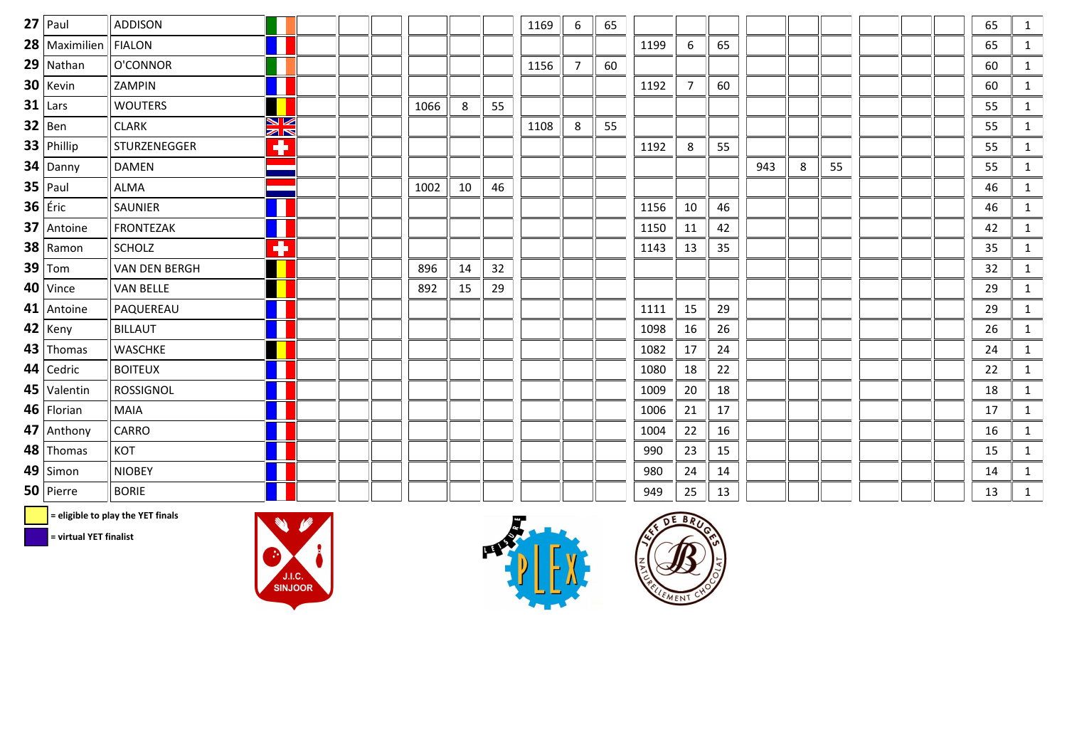| | | | | | | | | | | | | | | | | | | | | | | | |
|---|---|---|---|---|---|---|---|---|---|---|---|---|---|---|---|---|---|---|---|---|---|---|---|
| **27** | Paul | ADDISON | | | | | | | | 1169 | 6 | 65 | | | | | | | | | | 65 | 1 |
| **28** | Maximilien | FIALON | | | | | | | | | | | 1199 | 6 | 65 | | | | | | | 65 | 1 |
| **29** | Nathan | O'CONNOR | | | | | | | | 1156 | 7 | 60 | | | | | | | | | | 60 | 1 |
| **30** | Kevin | ZAMPIN | | | | | | | | | | | 1192 | 7 | 60 | | | | | | | 60 | 1 |
| **31** | Lars | WOUTERS | | | | | 1066 | 8 | 55 | | | | | | | | | | | | | 55 | 1 |
| **32** | Ben | CLARK | | | | | | | | 1108 | 8 | 55 | | | | | | | | | | 55 | 1 |
| **33** | Phillip | STURZENEGGER | | | | | | | | | | | 1192 | 8 | 55 | | | | | | | 55 | 1 |
| **34** | Danny | DAMEN | | | | | | | | | | | | | | 943 | 8 | 55 | | | | 55 | 1 |
| **35** | Paul | ALMA | | | | | 1002 | 10 | 46 | | | | | | | | | | | | | 46 | 1 |
| **36** | Éric | SAUNIER | | | | | | | | | | | 1156 | 10 | 46 | | | | | | | 46 | 1 |
| **37** | Antoine | FRONTEZAK | | | | | | | | | | | 1150 | 11 | 42 | | | | | | | 42 | 1 |
| **38** | Ramon | SCHOLZ | | | | | | | | | | | 1143 | 13 | 35 | | | | | | | 35 | 1 |
| **39** | Tom | VAN DEN BERGH | | | | | 896 | 14 | 32 | | | | | | | | | | | | | 32 | 1 |
| **40** | Vince | VAN BELLE | | | | | 892 | 15 | 29 | | | | | | | | | | | | | 29 | 1 |
| **41** | Antoine | PAQUEREAU | | | | | | | | | | | 1111 | 15 | 29 | | | | | | | 29 | 1 |
| **42** | Keny | BILLAUT | | | | | | | | | | | 1098 | 16 | 26 | | | | | | | 26 | 1 |
| **43** | Thomas | WASCHKE | | | | | | | | | | | 1082 | 17 | 24 | | | | | | | 24 | 1 |
| **44** | Cedric | BOITEUX | | | | | | | | | | | 1080 | 18 | 22 | | | | | | | 22 | 1 |
| **45** | Valentin | ROSSIGNOL | | | | | | | | | | | 1009 | 20 | 18 | | | | | | | 18 | 1 |
| **46** | Florian | MAIA | | | | | | | | | | | 1006 | 21 | 17 | | | | | | | 17 | 1 |
| **47** | Anthony | CARRO | | | | | | | | | | | 1004 | 22 | 16 | | | | | | | 16 | 1 |
| **48** | Thomas | KOT | | | | | | | | | | | 990 | 23 | 15 | | | | | | | 15 | 1 |
| **49** | Simon | NIOBEY | | | | | | | | | | | 980 | 24 | 14 | | | | | | | 14 | 1 |
| **50** | Pierre | BORIE | | | | | | | | | | | 949 | 25 | 13 | | | | | | | 13 | 1 |

**= eligible to play the YET finals**

**= virtual YET finalist**